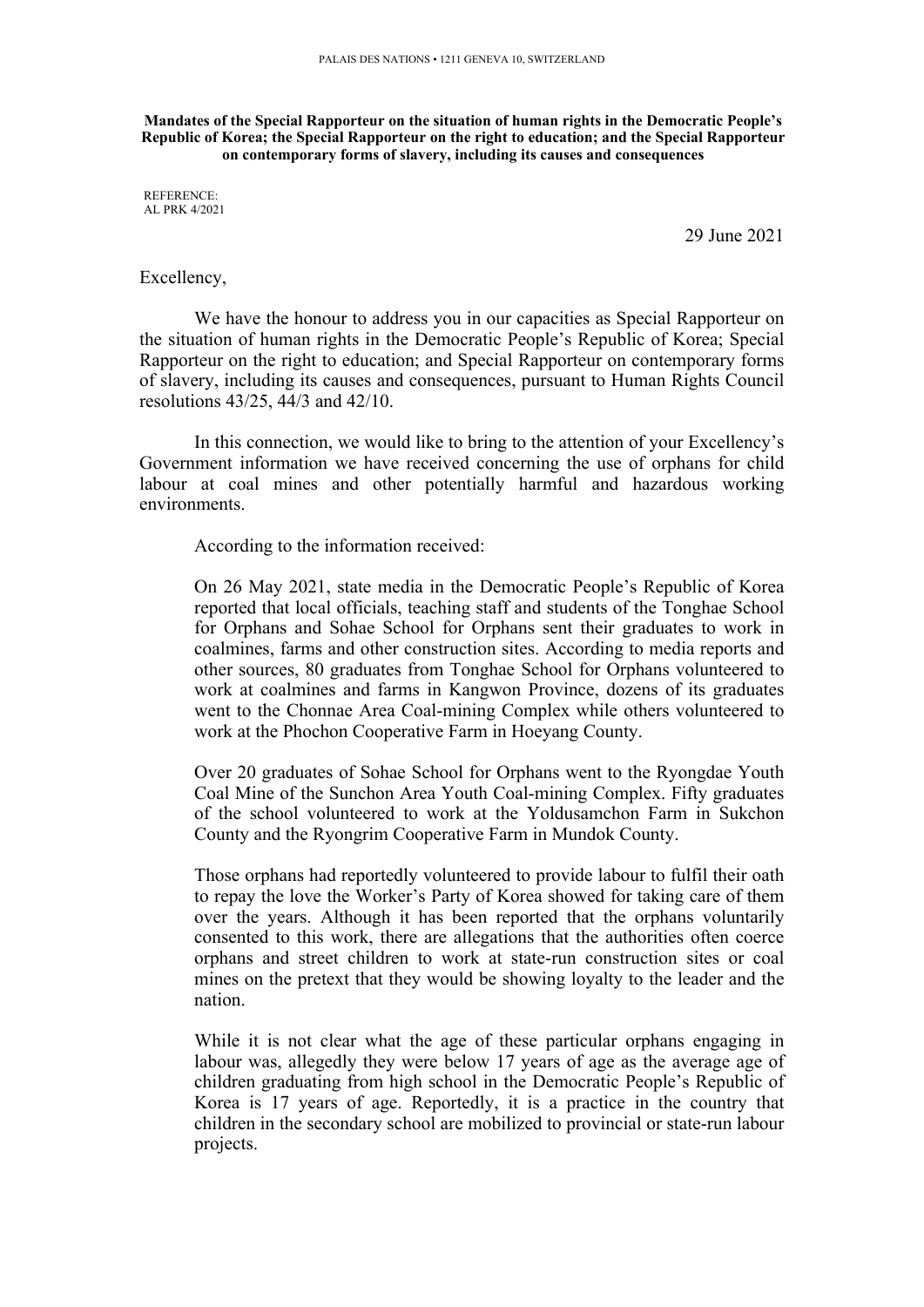PALAIS DES NATIONS • 1211 GENEVA 10, SWITZERLAND

**Mandates of the Special Rapporteur on the situation of human rights in the Democratic People's Republic of Korea; the Special Rapporteur on the right to education; and the Special Rapporteur on contemporary forms of slavery, including its causes and consequences**

REFERENCE:
AL PRK 4/2021

29 June 2021

Excellency,

We have the honour to address you in our capacities as Special Rapporteur on the situation of human rights in the Democratic People's Republic of Korea; Special Rapporteur on the right to education; and Special Rapporteur on contemporary forms of slavery, including its causes and consequences, pursuant to Human Rights Council resolutions 43/25, 44/3 and 42/10.

In this connection, we would like to bring to the attention of your Excellency's Government information we have received concerning the use of orphans for child labour at coal mines and other potentially harmful and hazardous working environments.

According to the information received:

> On 26 May 2021, state media in the Democratic People's Republic of Korea reported that local officials, teaching staff and students of the Tonghae School for Orphans and Sohae School for Orphans sent their graduates to work in coalmines, farms and other construction sites. According to media reports and other sources, 80 graduates from Tonghae School for Orphans volunteered to work at coalmines and farms in Kangwon Province, dozens of its graduates went to the Chonnae Area Coal-mining Complex while others volunteered to work at the Phochon Cooperative Farm in Hoeyang County.
>
> Over 20 graduates of Sohae School for Orphans went to the Ryongdae Youth Coal Mine of the Sunchon Area Youth Coal-mining Complex. Fifty graduates of the school volunteered to work at the Yoldusamchon Farm in Sukchon County and the Ryongrim Cooperative Farm in Mundok County.
>
> Those orphans had reportedly volunteered to provide labour to fulfil their oath to repay the love the Worker's Party of Korea showed for taking care of them over the years. Although it has been reported that the orphans voluntarily consented to this work, there are allegations that the authorities often coerce orphans and street children to work at state-run construction sites or coal mines on the pretext that they would be showing loyalty to the leader and the nation.
>
> While it is not clear what the age of these particular orphans engaging in labour was, allegedly they were below 17 years of age as the average age of children graduating from high school in the Democratic People's Republic of Korea is 17 years of age. Reportedly, it is a practice in the country that children in the secondary school are mobilized to provincial or state-run labour projects.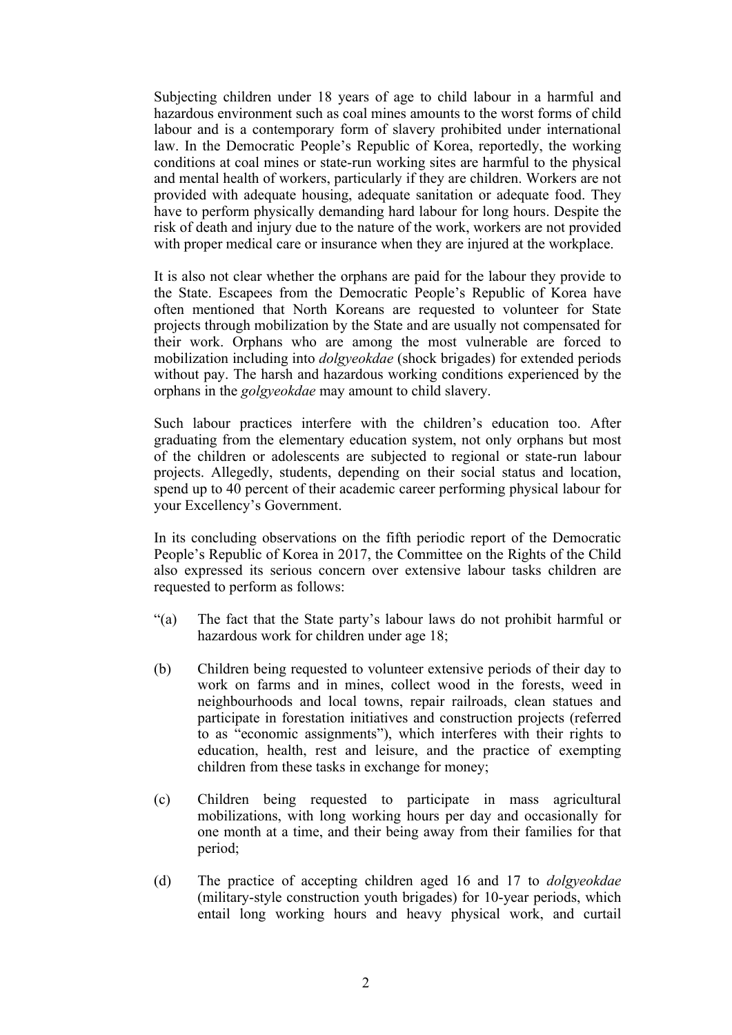Subjecting children under 18 years of age to child labour in a harmful and hazardous environment such as coal mines amounts to the worst forms of child labour and is a contemporary form of slavery prohibited under international law. In the Democratic People's Republic of Korea, reportedly, the working conditions at coal mines or state-run working sites are harmful to the physical and mental health of workers, particularly if they are children. Workers are not provided with adequate housing, adequate sanitation or adequate food. They have to perform physically demanding hard labour for long hours. Despite the risk of death and injury due to the nature of the work, workers are not provided with proper medical care or insurance when they are injured at the workplace.

It is also not clear whether the orphans are paid for the labour they provide to the State. Escapees from the Democratic People's Republic of Korea have often mentioned that North Koreans are requested to volunteer for State projects through mobilization by the State and are usually not compensated for their work. Orphans who are among the most vulnerable are forced to mobilization including into *dolgyeokdae* (shock brigades) for extended periods without pay. The harsh and hazardous working conditions experienced by the orphans in the *golgyeokdae* may amount to child slavery.

Such labour practices interfere with the children's education too. After graduating from the elementary education system, not only orphans but most of the children or adolescents are subjected to regional or state-run labour projects. Allegedly, students, depending on their social status and location, spend up to 40 percent of their academic career performing physical labour for your Excellency's Government.

In its concluding observations on the fifth periodic report of the Democratic People's Republic of Korea in 2017, the Committee on the Rights of the Child also expressed its serious concern over extensive labour tasks children are requested to perform as follows:

"(a) The fact that the State party's labour laws do not prohibit harmful or hazardous work for children under age 18;

(b) Children being requested to volunteer extensive periods of their day to work on farms and in mines, collect wood in the forests, weed in neighbourhoods and local towns, repair railroads, clean statues and participate in forestation initiatives and construction projects (referred to as "economic assignments"), which interferes with their rights to education, health, rest and leisure, and the practice of exempting children from these tasks in exchange for money;

(c) Children being requested to participate in mass agricultural mobilizations, with long working hours per day and occasionally for one month at a time, and their being away from their families for that period;

(d) The practice of accepting children aged 16 and 17 to *dolgyeokdae* (military-style construction youth brigades) for 10-year periods, which entail long working hours and heavy physical work, and curtail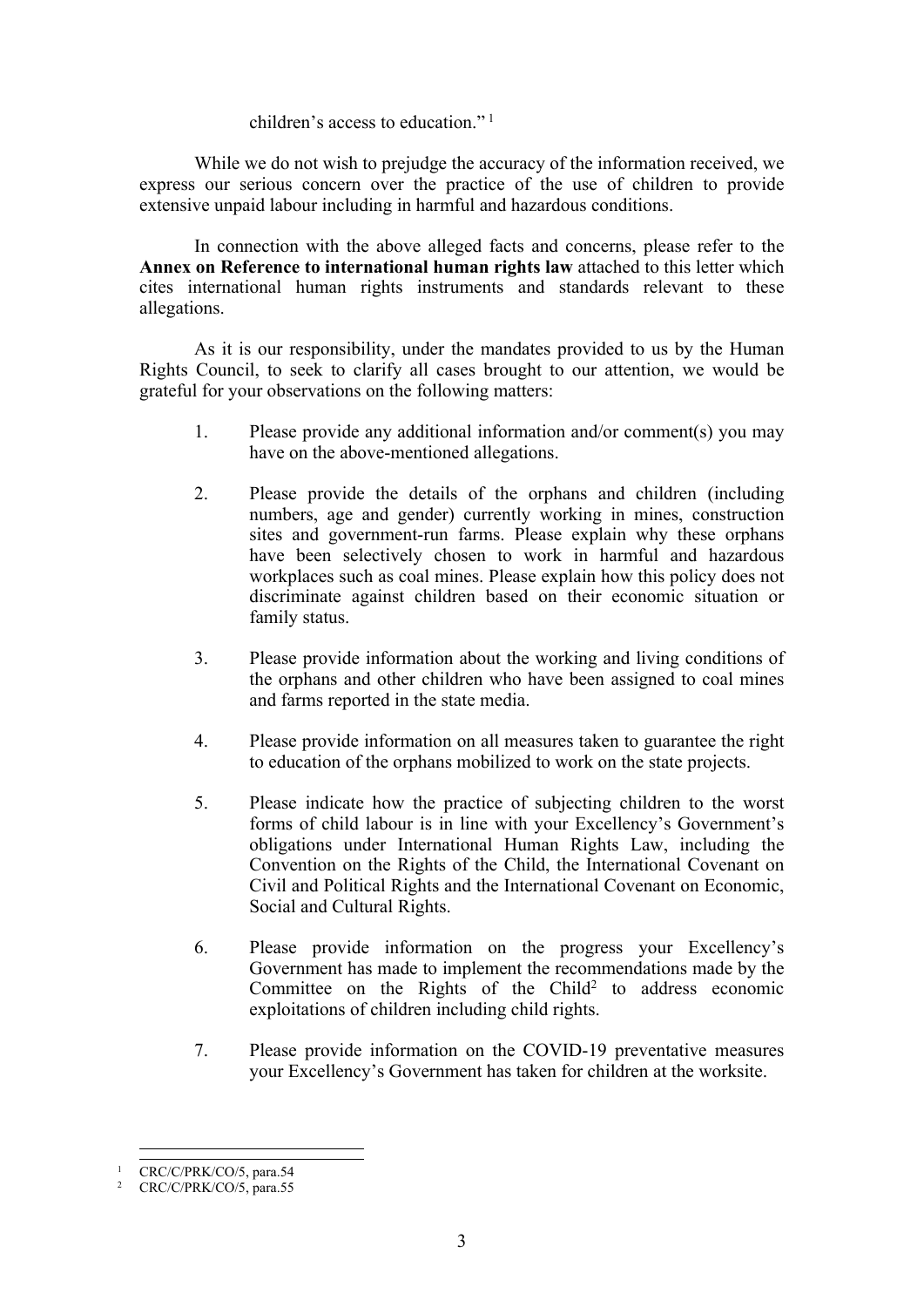children's access to education." [1]

While we do not wish to prejudge the accuracy of the information received, we express our serious concern over the practice of the use of children to provide extensive unpaid labour including in harmful and hazardous conditions.

In connection with the above alleged facts and concerns, please refer to the **Annex on Reference to international human rights law** attached to this letter which cites international human rights instruments and standards relevant to these allegations.

As it is our responsibility, under the mandates provided to us by the Human Rights Council, to seek to clarify all cases brought to our attention, we would be grateful for your observations on the following matters:

1. Please provide any additional information and/or comment(s) you may have on the above-mentioned allegations.

2. Please provide the details of the orphans and children (including numbers, age and gender) currently working in mines, construction sites and government-run farms. Please explain why these orphans have been selectively chosen to work in harmful and hazardous workplaces such as coal mines. Please explain how this policy does not discriminate against children based on their economic situation or family status.

3. Please provide information about the working and living conditions of the orphans and other children who have been assigned to coal mines and farms reported in the state media.

4. Please provide information on all measures taken to guarantee the right to education of the orphans mobilized to work on the state projects.

5. Please indicate how the practice of subjecting children to the worst forms of child labour is in line with your Excellency's Government's obligations under International Human Rights Law, including the Convention on the Rights of the Child, the International Covenant on Civil and Political Rights and the International Covenant on Economic, Social and Cultural Rights.

6. Please provide information on the progress your Excellency's Government has made to implement the recommendations made by the Committee on the Rights of the Child[2] to address economic exploitations of children including child rights.

7. Please provide information on the COVID-19 preventative measures your Excellency's Government has taken for children at the worksite.

---

[1] CRC/C/PRK/CO/5, para.54

[2] CRC/C/PRK/CO/5, para.55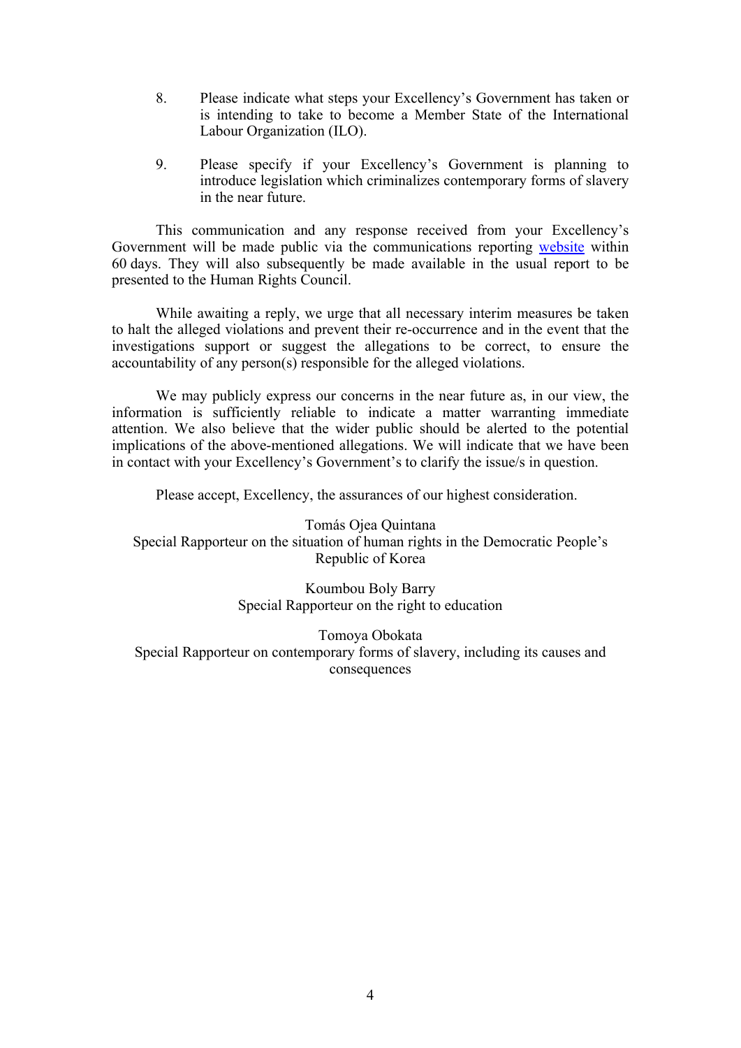8. Please indicate what steps your Excellency's Government has taken or is intending to take to become a Member State of the International Labour Organization (ILO).

9. Please specify if your Excellency's Government is planning to introduce legislation which criminalizes contemporary forms of slavery in the near future.

This communication and any response received from your Excellency's Government will be made public via the communications reporting website within 60 days. They will also subsequently be made available in the usual report to be presented to the Human Rights Council.

While awaiting a reply, we urge that all necessary interim measures be taken to halt the alleged violations and prevent their re-occurrence and in the event that the investigations support or suggest the allegations to be correct, to ensure the accountability of any person(s) responsible for the alleged violations.

We may publicly express our concerns in the near future as, in our view, the information is sufficiently reliable to indicate a matter warranting immediate attention. We also believe that the wider public should be alerted to the potential implications of the above-mentioned allegations. We will indicate that we have been in contact with your Excellency's Government's to clarify the issue/s in question.

Please accept, Excellency, the assurances of our highest consideration.

Tomás Ojea Quintana
Special Rapporteur on the situation of human rights in the Democratic People's Republic of Korea

Koumbou Boly Barry
Special Rapporteur on the right to education

Tomoya Obokata
Special Rapporteur on contemporary forms of slavery, including its causes and consequences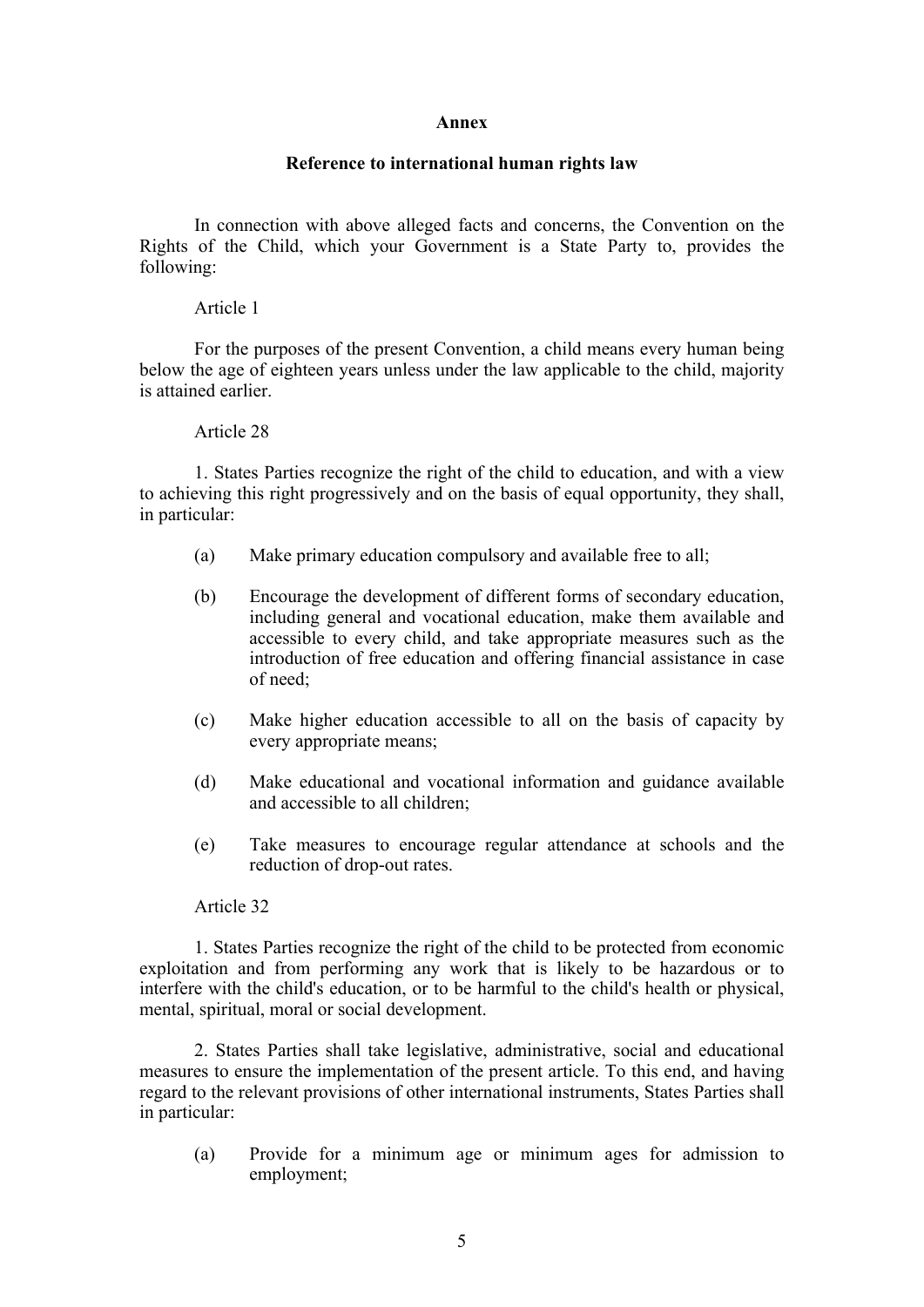**Annex**

**Reference to international human rights law**

In connection with above alleged facts and concerns, the Convention on the Rights of the Child, which your Government is a State Party to, provides the following:

Article 1

For the purposes of the present Convention, a child means every human being below the age of eighteen years unless under the law applicable to the child, majority is attained earlier.

Article 28

1. States Parties recognize the right of the child to education, and with a view to achieving this right progressively and on the basis of equal opportunity, they shall, in particular:

(a) Make primary education compulsory and available free to all;

(b) Encourage the development of different forms of secondary education, including general and vocational education, make them available and accessible to every child, and take appropriate measures such as the introduction of free education and offering financial assistance in case of need;

(c) Make higher education accessible to all on the basis of capacity by every appropriate means;

(d) Make educational and vocational information and guidance available and accessible to all children;

(e) Take measures to encourage regular attendance at schools and the reduction of drop-out rates.

Article 32

1. States Parties recognize the right of the child to be protected from economic exploitation and from performing any work that is likely to be hazardous or to interfere with the child's education, or to be harmful to the child's health or physical, mental, spiritual, moral or social development.

2. States Parties shall take legislative, administrative, social and educational measures to ensure the implementation of the present article. To this end, and having regard to the relevant provisions of other international instruments, States Parties shall in particular:

(a) Provide for a minimum age or minimum ages for admission to employment;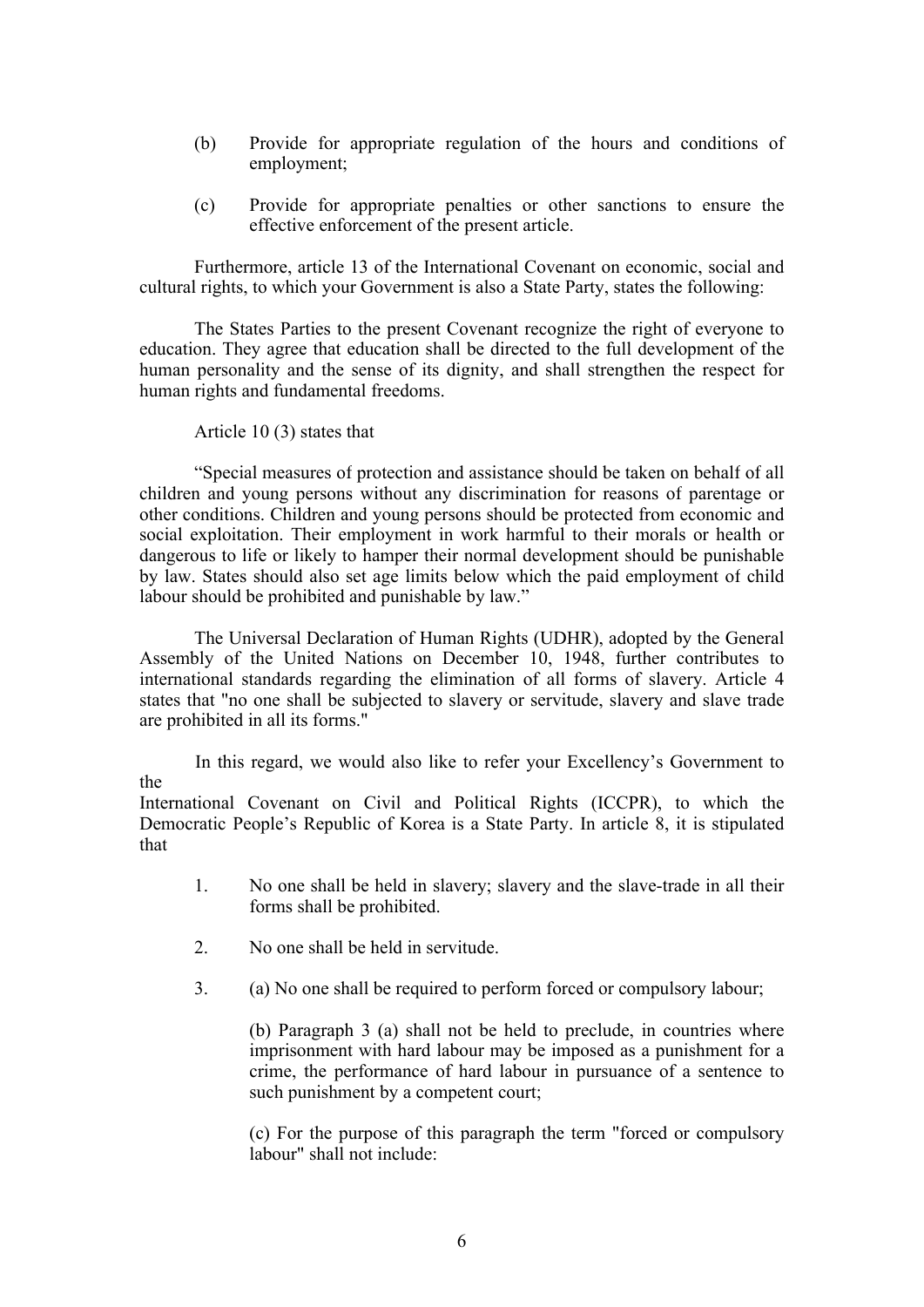(b) Provide for appropriate regulation of the hours and conditions of employment;

(c) Provide for appropriate penalties or other sanctions to ensure the effective enforcement of the present article.

Furthermore, article 13 of the International Covenant on economic, social and cultural rights, to which your Government is also a State Party, states the following:

The States Parties to the present Covenant recognize the right of everyone to education. They agree that education shall be directed to the full development of the human personality and the sense of its dignity, and shall strengthen the respect for human rights and fundamental freedoms.

Article 10 (3) states that

“Special measures of protection and assistance should be taken on behalf of all children and young persons without any discrimination for reasons of parentage or other conditions. Children and young persons should be protected from economic and social exploitation. Their employment in work harmful to their morals or health or dangerous to life or likely to hamper their normal development should be punishable by law. States should also set age limits below which the paid employment of child labour should be prohibited and punishable by law.”

The Universal Declaration of Human Rights (UDHR), adopted by the General Assembly of the United Nations on December 10, 1948, further contributes to international standards regarding the elimination of all forms of slavery. Article 4 states that "no one shall be subjected to slavery or servitude, slavery and slave trade are prohibited in all its forms."

In this regard, we would also like to refer your Excellency’s Government to the
International Covenant on Civil and Political Rights (ICCPR), to which the Democratic People’s Republic of Korea is a State Party. In article 8, it is stipulated that

1. No one shall be held in slavery; slavery and the slave-trade in all their forms shall be prohibited.

2. No one shall be held in servitude.

3. (a) No one shall be required to perform forced or compulsory labour;

   (b) Paragraph 3 (a) shall not be held to preclude, in countries where imprisonment with hard labour may be imposed as a punishment for a crime, the performance of hard labour in pursuance of a sentence to such punishment by a competent court;

   (c) For the purpose of this paragraph the term "forced or compulsory labour" shall not include: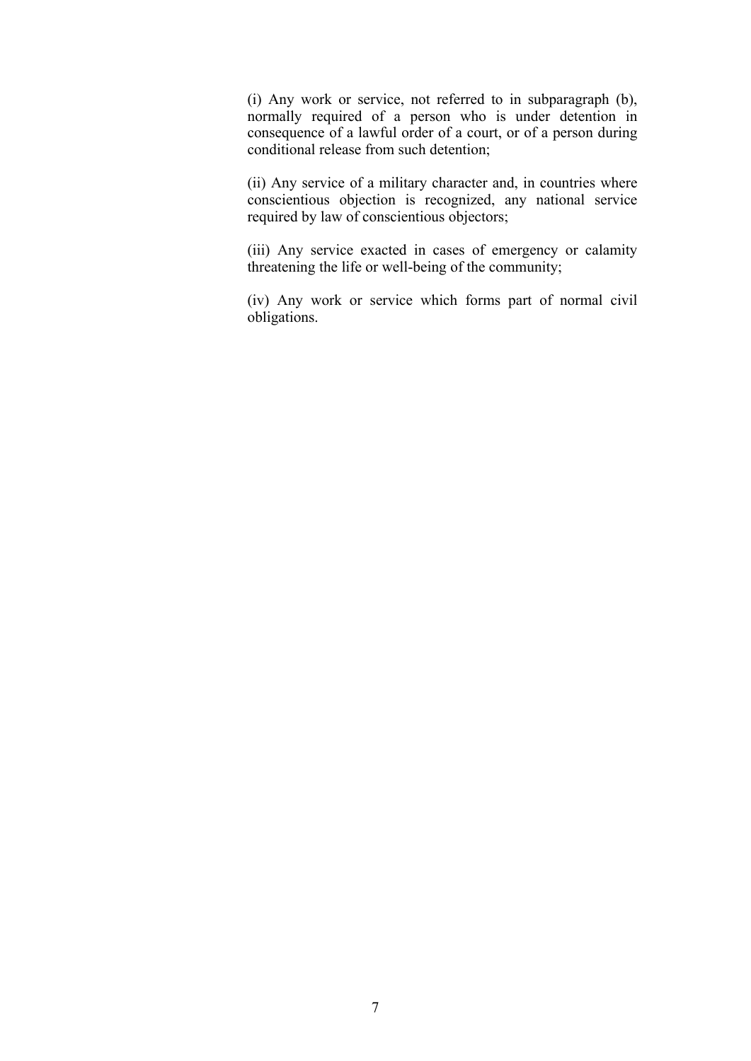(i) Any work or service, not referred to in subparagraph (b), normally required of a person who is under detention in consequence of a lawful order of a court, or of a person during conditional release from such detention;

(ii) Any service of a military character and, in countries where conscientious objection is recognized, any national service required by law of conscientious objectors;

(iii) Any service exacted in cases of emergency or calamity threatening the life or well-being of the community;

(iv) Any work or service which forms part of normal civil obligations.